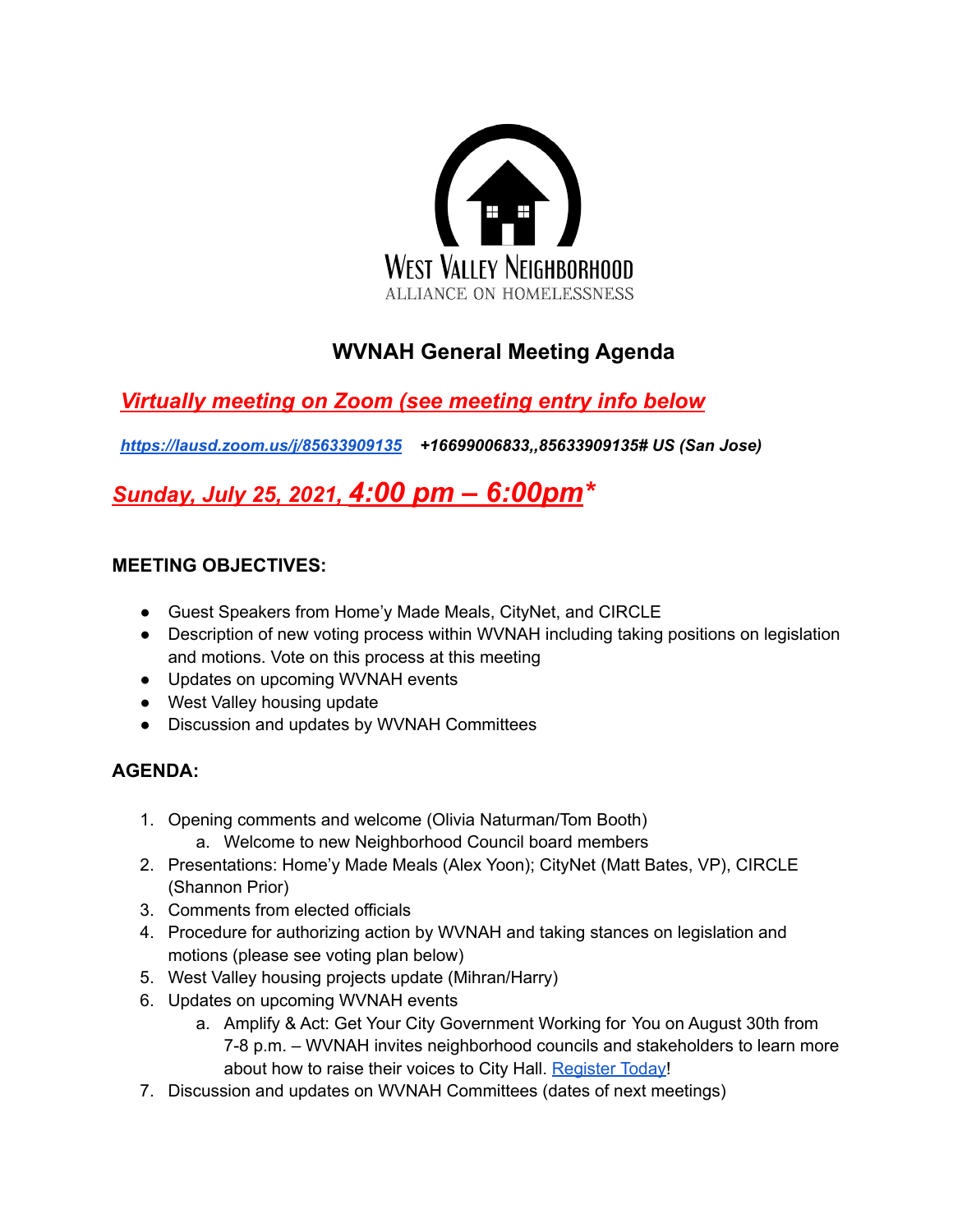West Valley Neighborhood
ALLIANCE ON HOMELESSNESS

# WVNAH General Meeting Agenda

***Virtually meeting on Zoom (see meeting entry info below***

***[https://lausd.zoom.us/j/85633909135](https://lausd.zoom.us/j/85633909135)*** ***+16699006833,,85633909135# US (San Jose)***

***Sunday, July 25, 2021, 4:00 pm – 6:00pm****

### MEETING OBJECTIVES:

- Guest Speakers from Home'y Made Meals, CityNet, and CIRCLE
- Description of new voting process within WVNAH including taking positions on legislation and motions. Vote on this process at this meeting
- Updates on upcoming WVNAH events
- West Valley housing update
- Discussion and updates by WVNAH Committees

### AGENDA:

1. Opening comments and welcome (Olivia Naturman/Tom Booth)
   a. Welcome to new Neighborhood Council board members
2. Presentations: Home'y Made Meals (Alex Yoon); CityNet (Matt Bates, VP), CIRCLE (Shannon Prior)
3. Comments from elected officials
4. Procedure for authorizing action by WVNAH and taking stances on legislation and motions (please see voting plan below)
5. West Valley housing projects update (Mihran/Harry)
6. Updates on upcoming WVNAH events
   a. Amplify & Act: Get Your City Government Working for You on August 30th from 7-8 p.m. – WVNAH invites neighborhood councils and stakeholders to learn more about how to raise their voices to City Hall. Register Today!
7. Discussion and updates on WVNAH Committees (dates of next meetings)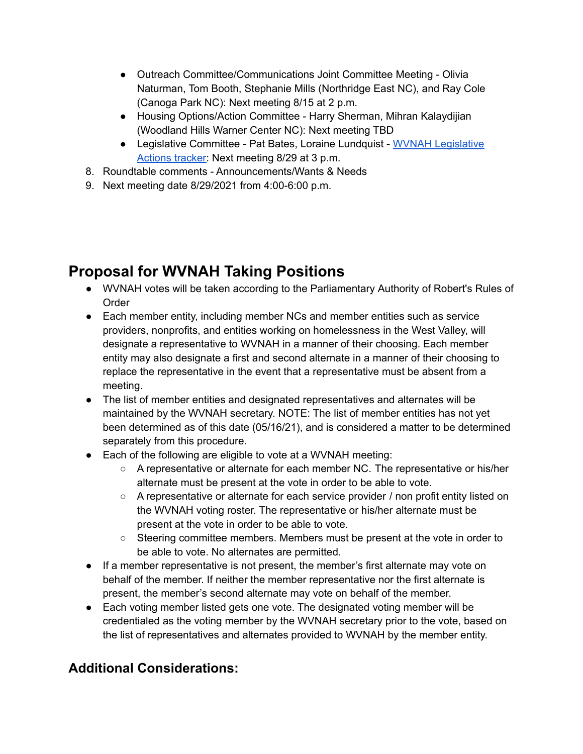- Outreach Committee/Communications Joint Committee Meeting - Olivia Naturman, Tom Booth, Stephanie Mills (Northridge East NC), and Ray Cole (Canoga Park NC): Next meeting 8/15 at 2 p.m.
- Housing Options/Action Committee - Harry Sherman, Mihran Kalaydijian (Woodland Hills Warner Center NC): Next meeting TBD
- Legislative Committee - Pat Bates, Loraine Lundquist - WVNAH Legislative Actions tracker: Next meeting 8/29 at 3 p.m.

8. Roundtable comments - Announcements/Wants & Needs
9. Next meeting date 8/29/2021 from 4:00-6:00 p.m.

# Proposal for WVNAH Taking Positions

- WVNAH votes will be taken according to the Parliamentary Authority of Robert's Rules of Order
- Each member entity, including member NCs and member entities such as service providers, nonprofits, and entities working on homelessness in the West Valley, will designate a representative to WVNAH in a manner of their choosing. Each member entity may also designate a first and second alternate in a manner of their choosing to replace the representative in the event that a representative must be absent from a meeting.
- The list of member entities and designated representatives and alternates will be maintained by the WVNAH secretary. NOTE: The list of member entities has not yet been determined as of this date (05/16/21), and is considered a matter to be determined separately from this procedure.
- Each of the following are eligible to vote at a WVNAH meeting:
  - A representative or alternate for each member NC. The representative or his/her alternate must be present at the vote in order to be able to vote.
  - A representative or alternate for each service provider / non profit entity listed on the WVNAH voting roster. The representative or his/her alternate must be present at the vote in order to be able to vote.
  - Steering committee members. Members must be present at the vote in order to be able to vote. No alternates are permitted.
- If a member representative is not present, the member's first alternate may vote on behalf of the member. If neither the member representative nor the first alternate is present, the member's second alternate may vote on behalf of the member.
- Each voting member listed gets one vote. The designated voting member will be credentialed as the voting member by the WVNAH secretary prior to the vote, based on the list of representatives and alternates provided to WVNAH by the member entity.

## Additional Considerations: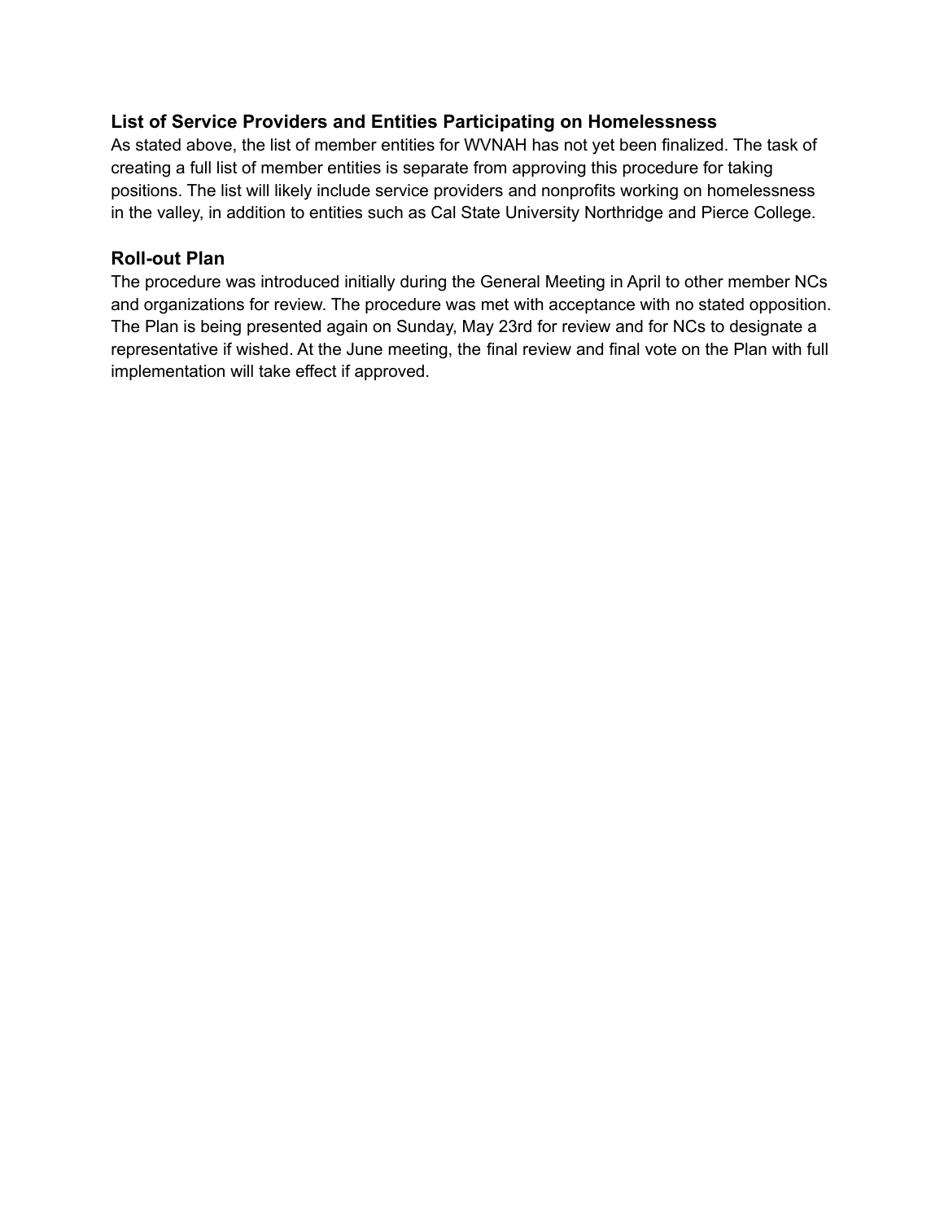### List of Service Providers and Entities Participating on Homelessness

As stated above, the list of member entities for WVNAH has not yet been finalized. The task of creating a full list of member entities is separate from approving this procedure for taking positions. The list will likely include service providers and nonprofits working on homelessness in the valley, in addition to entities such as Cal State University Northridge and Pierce College.

### Roll-out Plan

The procedure was introduced initially during the General Meeting in April to other member NCs and organizations for review. The procedure was met with acceptance with no stated opposition. The Plan is being presented again on Sunday, May 23rd for review and for NCs to designate a representative if wished. At the June meeting, the final review and final vote on the Plan with full implementation will take effect if approved.